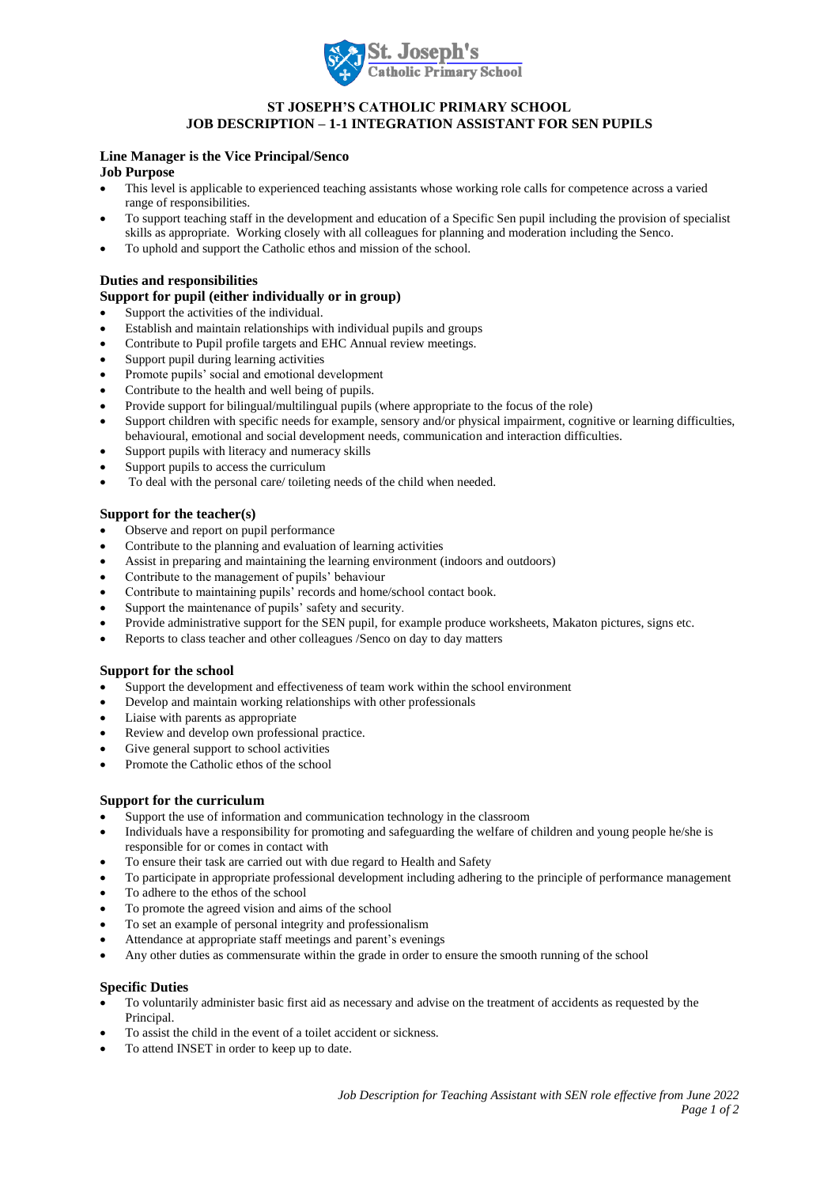**St. Joseph's Catholic Primary School**

# ST JOSEPH'S CATHOLIC PRIMARY SCHOOL
# JOB DESCRIPTION – 1-1 INTEGRATION ASSISTANT FOR SEN PUPILS

**Line Manager is the Vice Principal/Senco**

**Job Purpose**

- This level is applicable to experienced teaching assistants whose working role calls for competence across a varied range of responsibilities.
- To support teaching staff in the development and education of a Specific Sen pupil including the provision of specialist skills as appropriate. Working closely with all colleagues for planning and moderation including the Senco.
- To uphold and support the Catholic ethos and mission of the school.

## Duties and responsibilities

### Support for pupil (either individually or in group)

- Support the activities of the individual.
- Establish and maintain relationships with individual pupils and groups
- Contribute to Pupil profile targets and EHC Annual review meetings.
- Support pupil during learning activities
- Promote pupils' social and emotional development
- Contribute to the health and well being of pupils.
- Provide support for bilingual/multilingual pupils (where appropriate to the focus of the role)
- Support children with specific needs for example, sensory and/or physical impairment, cognitive or learning difficulties, behavioural, emotional and social development needs, communication and interaction difficulties.
- Support pupils with literacy and numeracy skills
- Support pupils to access the curriculum
- To deal with the personal care/ toileting needs of the child when needed.

### Support for the teacher(s)

- Observe and report on pupil performance
- Contribute to the planning and evaluation of learning activities
- Assist in preparing and maintaining the learning environment (indoors and outdoors)
- Contribute to the management of pupils' behaviour
- Contribute to maintaining pupils' records and home/school contact book.
- Support the maintenance of pupils' safety and security.
- Provide administrative support for the SEN pupil, for example produce worksheets, Makaton pictures, signs etc.
- Reports to class teacher and other colleagues /Senco on day to day matters

### Support for the school

- Support the development and effectiveness of team work within the school environment
- Develop and maintain working relationships with other professionals
- Liaise with parents as appropriate
- Review and develop own professional practice.
- Give general support to school activities
- Promote the Catholic ethos of the school

### Support for the curriculum

- Support the use of information and communication technology in the classroom
- Individuals have a responsibility for promoting and safeguarding the welfare of children and young people he/she is responsible for or comes in contact with
- To ensure their task are carried out with due regard to Health and Safety
- To participate in appropriate professional development including adhering to the principle of performance management
- To adhere to the ethos of the school
- To promote the agreed vision and aims of the school
- To set an example of personal integrity and professionalism
- Attendance at appropriate staff meetings and parent's evenings
- Any other duties as commensurate within the grade in order to ensure the smooth running of the school

### Specific Duties

- To voluntarily administer basic first aid as necessary and advise on the treatment of accidents as requested by the Principal.
- To assist the child in the event of a toilet accident or sickness.
- To attend INSET in order to keep up to date.

*Job Description for Teaching Assistant with SEN role effective from June 2022*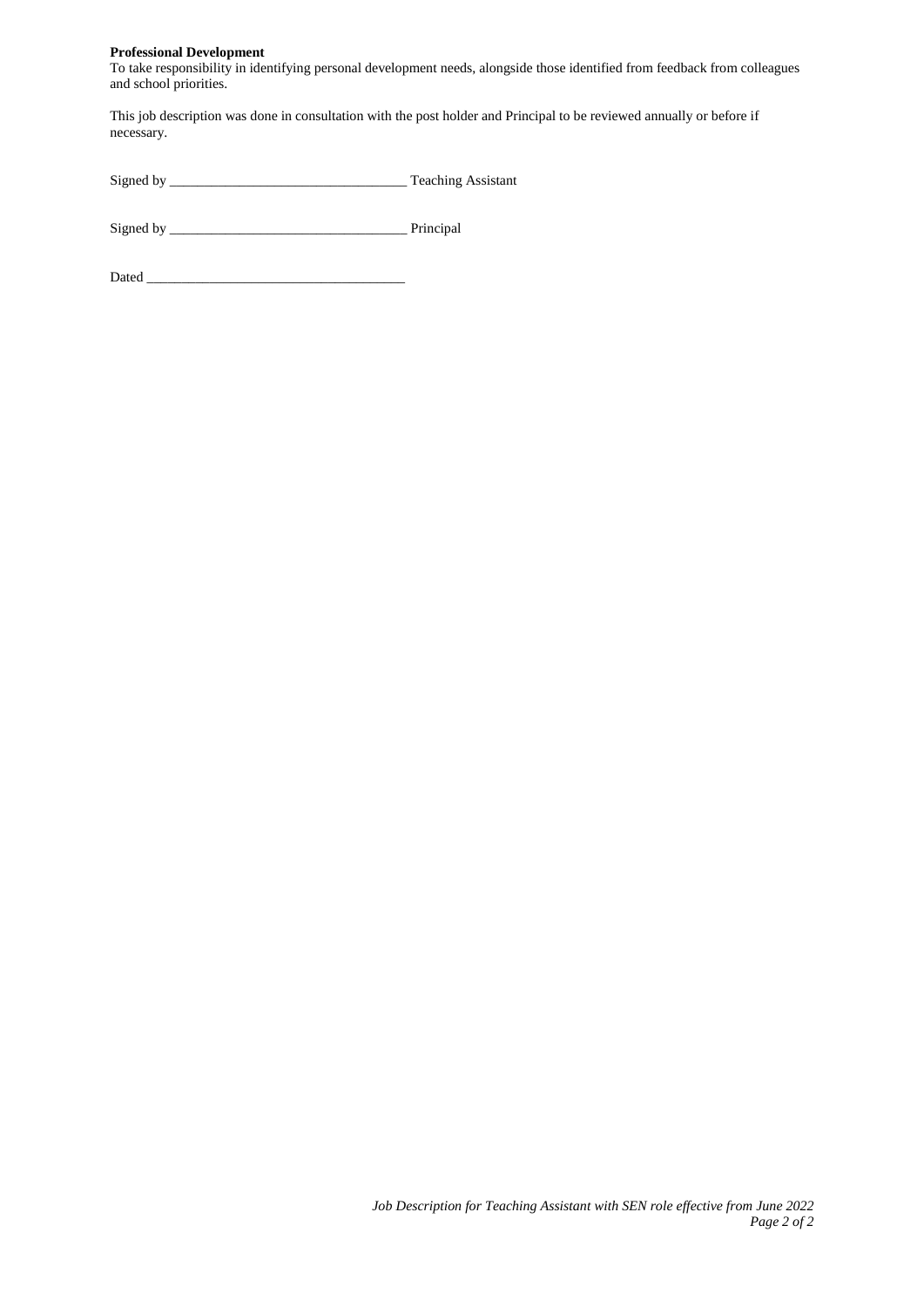**Professional Development**
To take responsibility in identifying personal development needs, alongside those identified from feedback from colleagues and school priorities.

This job description was done in consultation with the post holder and Principal to be reviewed annually or before if necessary.

Signed by ___________________________________ Teaching Assistant

Signed by ___________________________________ Principal

Dated ______________________________________